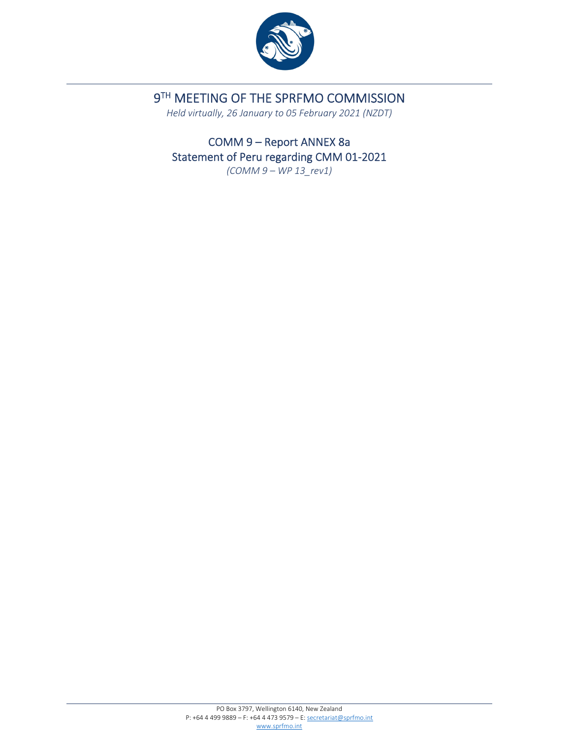# 9TH MEETING OF THE SPRFMO COMMISSION

*Held virtually, 26 January to 05 February 2021 (NZDT)*

## COMM 9 – Report ANNEX 8a
## Statement of Peru regarding CMM 01-2021

*(COMM 9 – WP 13_rev1)*

PO Box 3797, Wellington 6140, New Zealand
P: +64 4 499 9889 – F: +64 4 473 9579 – E: secretariat@sprfmo.int
www.sprfmo.int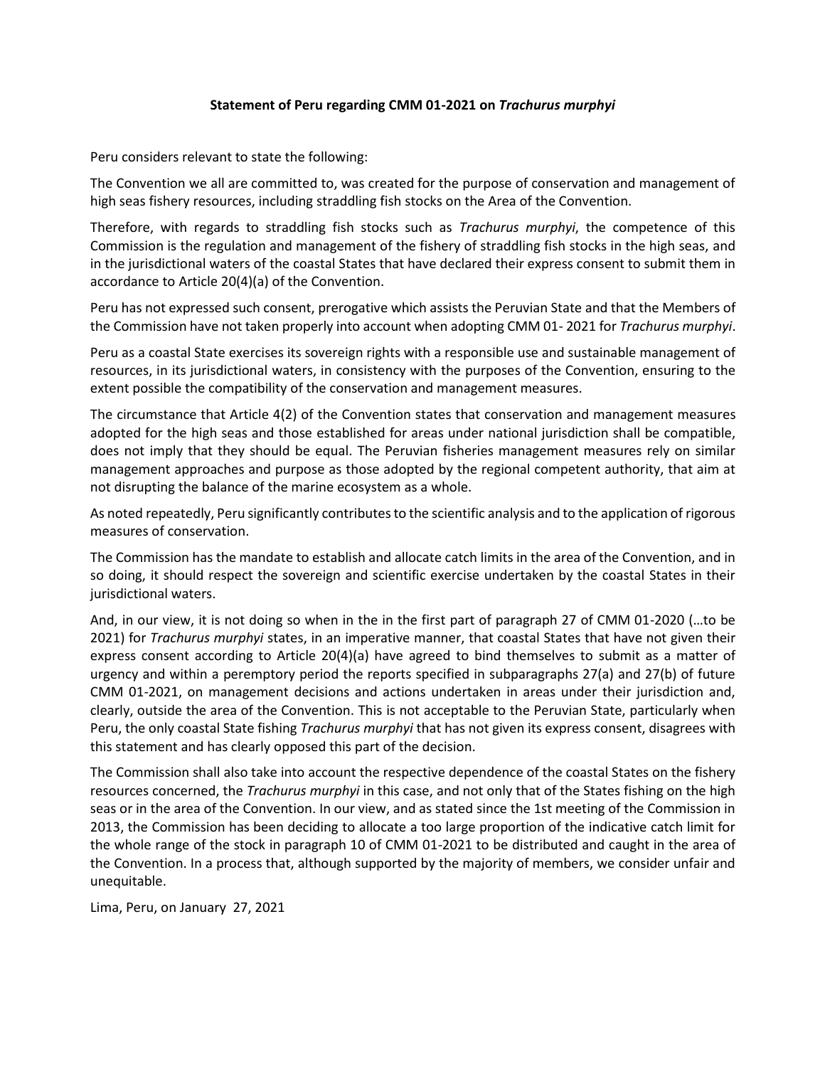**Statement of Peru regarding CMM 01-2021 on *Trachurus murphyi***

Peru considers relevant to state the following:

The Convention we all are committed to, was created for the purpose of conservation and management of high seas fishery resources, including straddling fish stocks on the Area of the Convention.

Therefore, with regards to straddling fish stocks such as *Trachurus murphyi*, the competence of this Commission is the regulation and management of the fishery of straddling fish stocks in the high seas, and in the jurisdictional waters of the coastal States that have declared their express consent to submit them in accordance to Article 20(4)(a) of the Convention.

Peru has not expressed such consent, prerogative which assists the Peruvian State and that the Members of the Commission have not taken properly into account when adopting CMM 01- 2021 for *Trachurus murphyi*.

Peru as a coastal State exercises its sovereign rights with a responsible use and sustainable management of resources, in its jurisdictional waters, in consistency with the purposes of the Convention, ensuring to the extent possible the compatibility of the conservation and management measures.

The circumstance that Article 4(2) of the Convention states that conservation and management measures adopted for the high seas and those established for areas under national jurisdiction shall be compatible, does not imply that they should be equal. The Peruvian fisheries management measures rely on similar management approaches and purpose as those adopted by the regional competent authority, that aim at not disrupting the balance of the marine ecosystem as a whole.

As noted repeatedly, Peru significantly contributes to the scientific analysis and to the application of rigorous measures of conservation.

The Commission has the mandate to establish and allocate catch limits in the area of the Convention, and in so doing, it should respect the sovereign and scientific exercise undertaken by the coastal States in their jurisdictional waters.

And, in our view, it is not doing so when in the in the first part of paragraph 27 of CMM 01-2020 (…to be 2021) for *Trachurus murphyi* states, in an imperative manner, that coastal States that have not given their express consent according to Article 20(4)(a) have agreed to bind themselves to submit as a matter of urgency and within a peremptory period the reports specified in subparagraphs 27(a) and 27(b) of future CMM 01-2021, on management decisions and actions undertaken in areas under their jurisdiction and, clearly, outside the area of the Convention. This is not acceptable to the Peruvian State, particularly when Peru, the only coastal State fishing *Trachurus murphyi* that has not given its express consent, disagrees with this statement and has clearly opposed this part of the decision.

The Commission shall also take into account the respective dependence of the coastal States on the fishery resources concerned, the *Trachurus murphyi* in this case, and not only that of the States fishing on the high seas or in the area of the Convention. In our view, and as stated since the 1st meeting of the Commission in 2013, the Commission has been deciding to allocate a too large proportion of the indicative catch limit for the whole range of the stock in paragraph 10 of CMM 01-2021 to be distributed and caught in the area of the Convention. In a process that, although supported by the majority of members, we consider unfair and unequitable.

Lima, Peru, on January 27, 2021